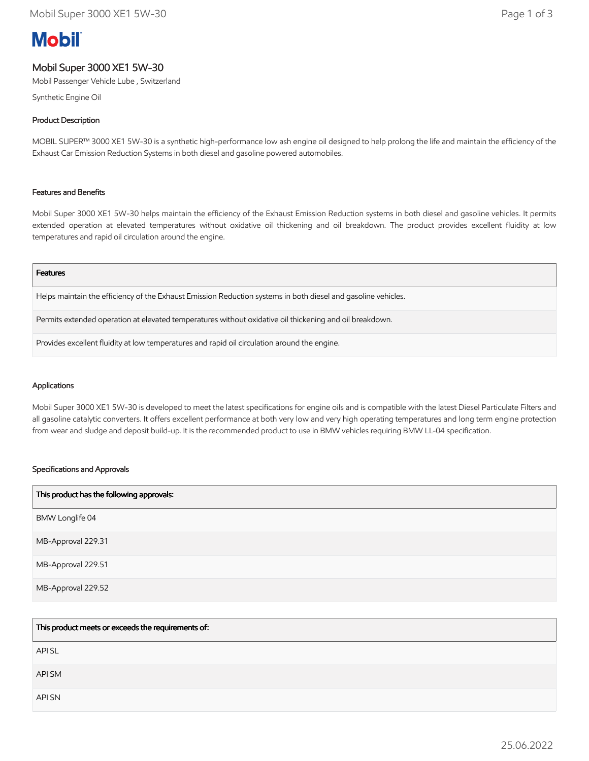# Mobil

## Mobil Super 3000 XE1 5W-30

Mobil Passenger Vehicle Lube , Switzerland

Synthetic Engine Oil

### Product Description

MOBIL SUPER™ 3000 XE1 5W-30 is a synthetic high-performance low ash engine oil designed to help prolong the life and maintain the efficiency of the Exhaust Car Emission Reduction Systems in both diesel and gasoline powered automobiles.

### Features and Benefits

Mobil Super 3000 XE1 5W-30 helps maintain the efficiency of the Exhaust Emission Reduction systems in both diesel and gasoline vehicles. It permits extended operation at elevated temperatures without oxidative oil thickening and oil breakdown. The product provides excellent fluidity at low temperatures and rapid oil circulation around the engine.

| Features |
|---|
| Helps maintain the efficiency of the Exhaust Emission Reduction systems in both diesel and gasoline vehicles. |
| Permits extended operation at elevated temperatures without oxidative oil thickening and oil breakdown. |
| Provides excellent fluidity at low temperatures and rapid oil circulation around the engine. |

### Applications

Mobil Super 3000 XE1 5W-30 is developed to meet the latest specifications for engine oils and is compatible with the latest Diesel Particulate Filters and all gasoline catalytic converters. It offers excellent performance at both very low and very high operating temperatures and long term engine protection from wear and sludge and deposit build-up. It is the recommended product to use in BMW vehicles requiring BMW LL-04 specification.

### Specifications and Approvals

| This product has the following approvals: |
|---|
| BMW Longlife 04 |
| MB-Approval 229.31 |
| MB-Approval 229.51 |
| MB-Approval 229.52 |

| This product meets or exceeds the requirements of: |
|---|
| API SL |
| API SM |
| API SN |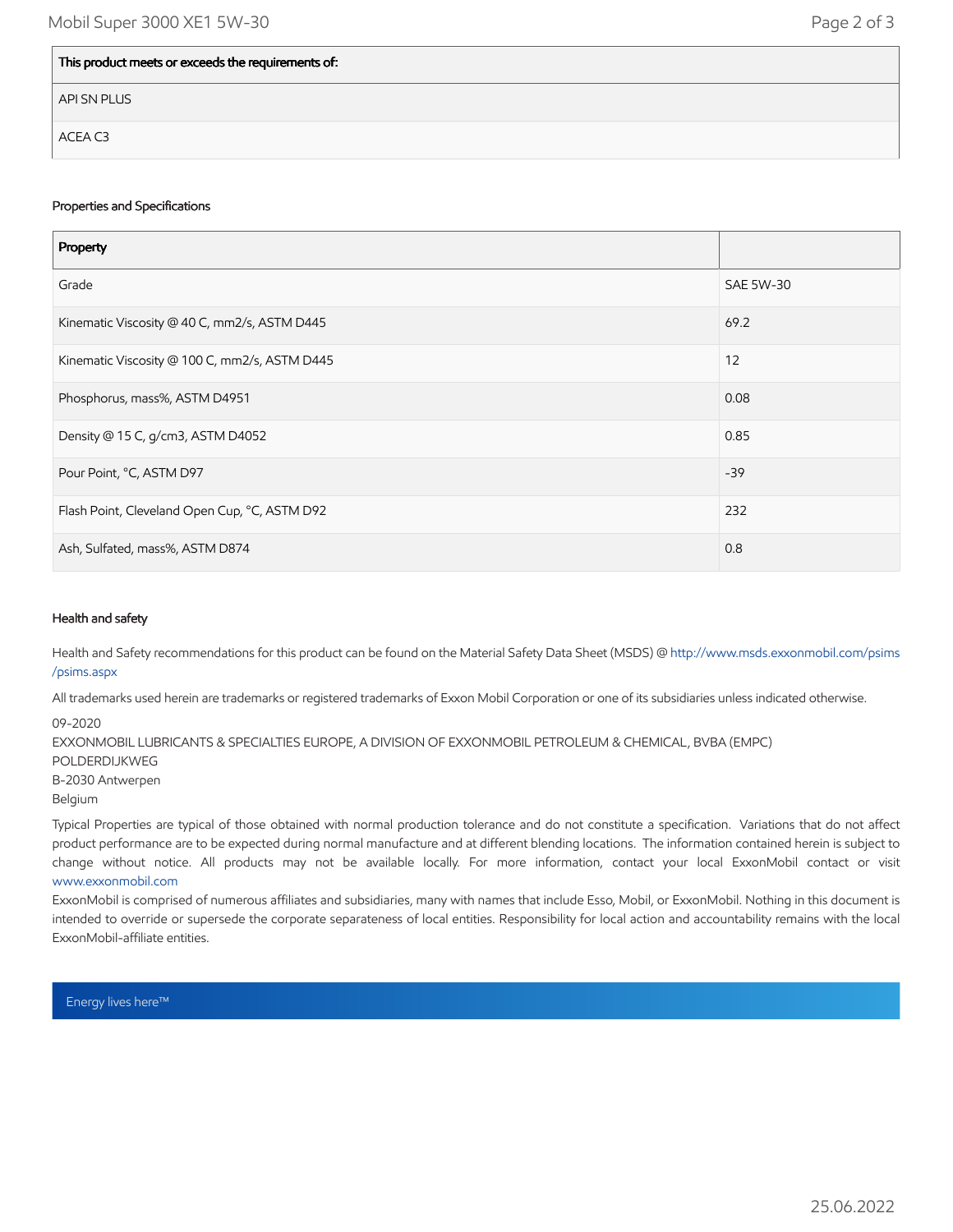| This product meets or exceeds the requirements of: |
| --- |
| API SN PLUS |
| ACEA C3 |

### Properties and Specifications

| Property | |
| --- | --- |
| Grade | SAE 5W-30 |
| Kinematic Viscosity @ 40 C, mm2/s, ASTM D445 | 69.2 |
| Kinematic Viscosity @ 100 C, mm2/s, ASTM D445 | 12 |
| Phosphorus, mass%, ASTM D4951 | 0.08 |
| Density @ 15 C, g/cm3, ASTM D4052 | 0.85 |
| Pour Point, °C, ASTM D97 | -39 |
| Flash Point, Cleveland Open Cup, °C, ASTM D92 | 232 |
| Ash, Sulfated, mass%, ASTM D874 | 0.8 |

### Health and safety

Health and Safety recommendations for this product can be found on the Material Safety Data Sheet (MSDS) @ http://www.msds.exxonmobil.com/psims/psims.aspx

All trademarks used herein are trademarks or registered trademarks of Exxon Mobil Corporation or one of its subsidiaries unless indicated otherwise.

09-2020
EXXONMOBIL LUBRICANTS & SPECIALTIES EUROPE, A DIVISION OF EXXONMOBIL PETROLEUM & CHEMICAL, BVBA (EMPC)
POLDERDIJKWEG
B-2030 Antwerpen
Belgium

Typical Properties are typical of those obtained with normal production tolerance and do not constitute a specification. Variations that do not affect product performance are to be expected during normal manufacture and at different blending locations. The information contained herein is subject to change without notice. All products may not be available locally. For more information, contact your local ExxonMobil contact or visit www.exxonmobil.com

ExxonMobil is comprised of numerous affiliates and subsidiaries, many with names that include Esso, Mobil, or ExxonMobil. Nothing in this document is intended to override or supersede the corporate separateness of local entities. Responsibility for local action and accountability remains with the local ExxonMobil-affiliate entities.

Energy lives here™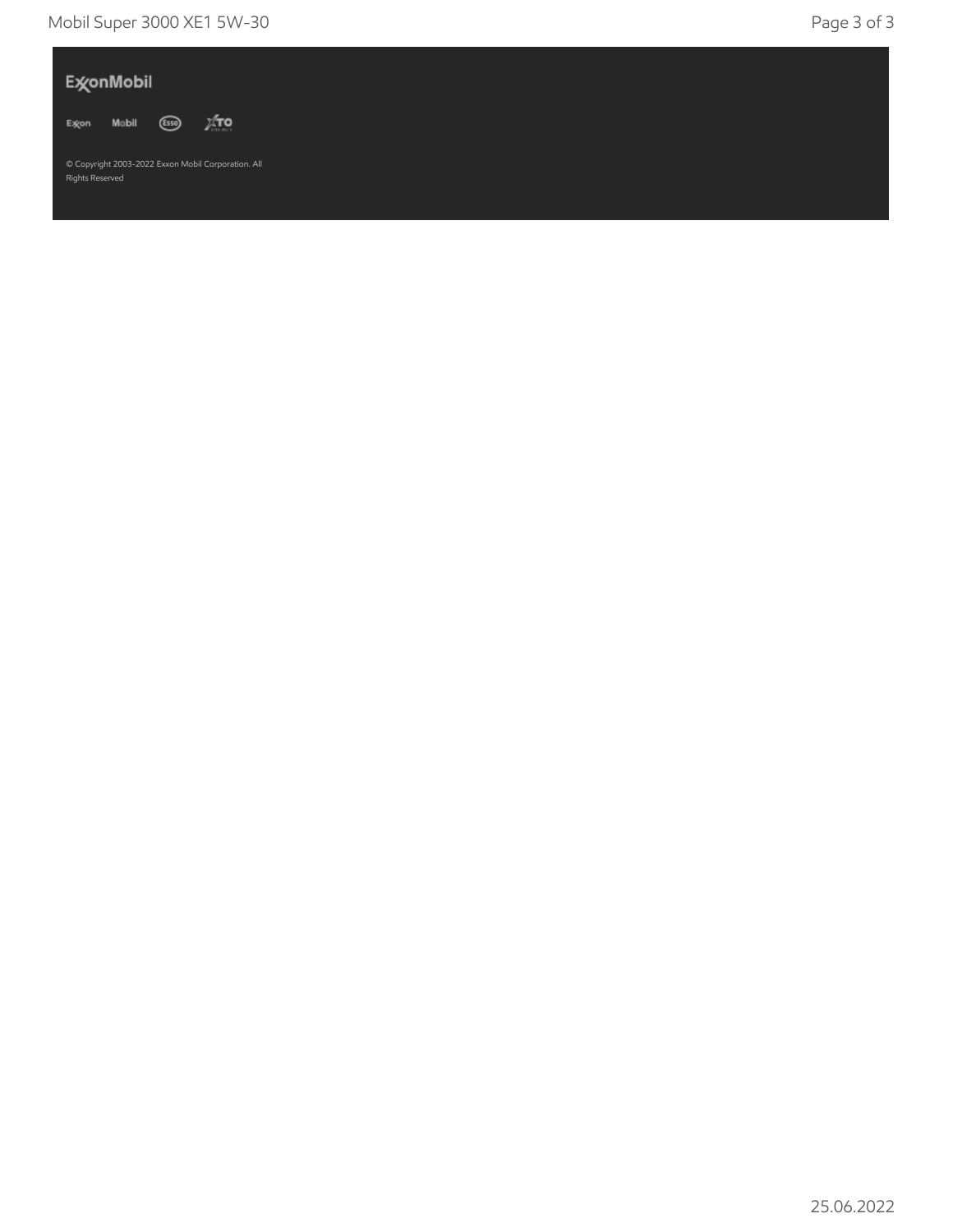ExxonMobil

Exxon Mobil Esso XTO

© Copyright 2003-2022 Exxon Mobil Corporation. All Rights Reserved